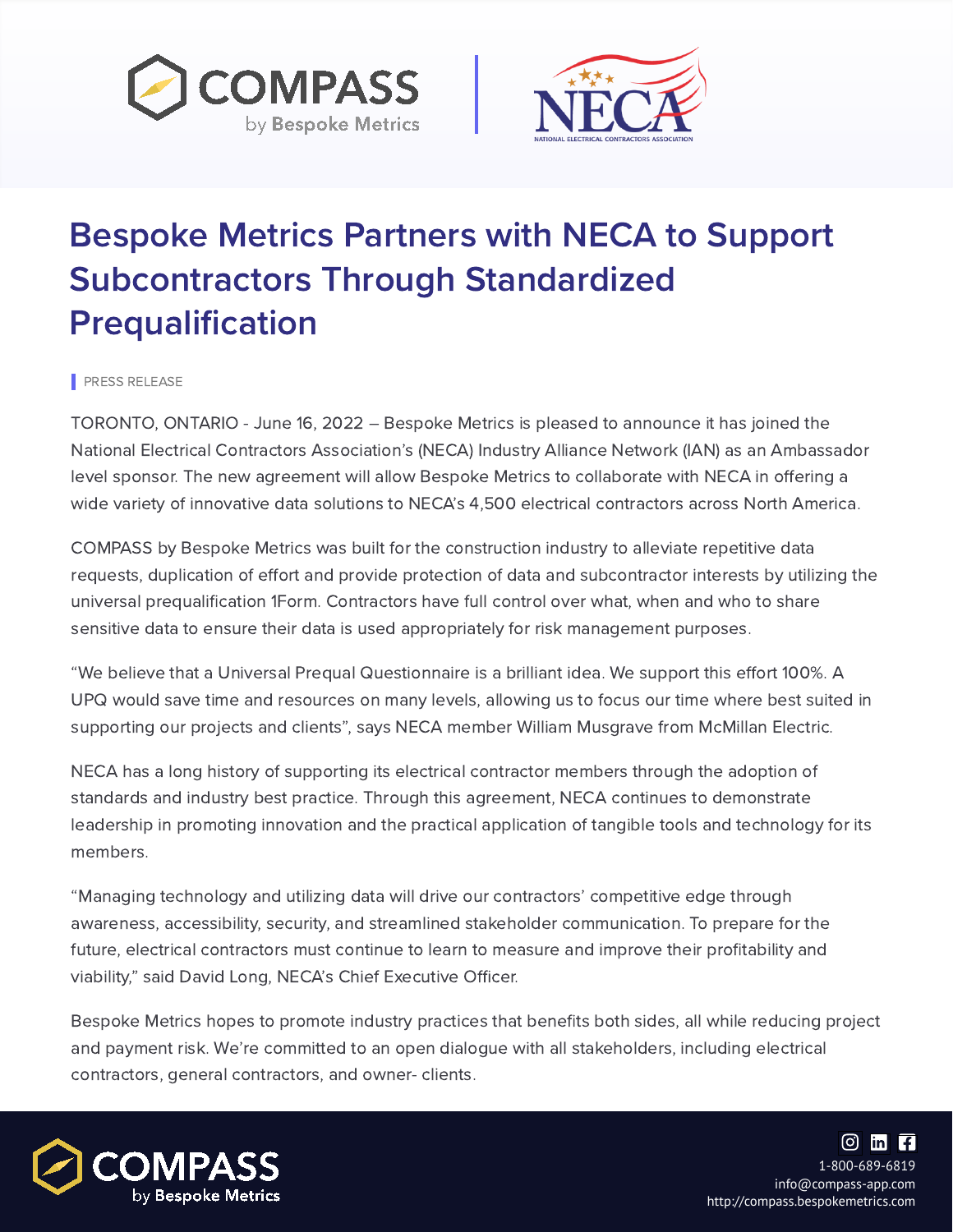# Bespoke Metrics Partners with NECA to Support Subcontractors Through Standardized Prequalification

PRESS RELEASE

TORONTO, ONTARIO - June 16, 2022 – Bespoke Metrics is pleased to announce it has joined the National Electrical Contractors Association's (NECA) Industry Alliance Network (IAN) as an Ambassador level sponsor. The new agreement will allow Bespoke Metrics to collaborate with NECA in offering a wide variety of innovative data solutions to NECA's 4,500 electrical contractors across North America.

COMPASS by Bespoke Metrics was built for the construction industry to alleviate repetitive data requests, duplication of effort and provide protection of data and subcontractor interests by utilizing the universal prequalification 1Form. Contractors have full control over what, when and who to share sensitive data to ensure their data is used appropriately for risk management purposes.

"We believe that a Universal Prequal Questionnaire is a brilliant idea. We support this effort 100%. A UPQ would save time and resources on many levels, allowing us to focus our time where best suited in supporting our projects and clients", says NECA member William Musgrave from McMillan Electric.

NECA has a long history of supporting its electrical contractor members through the adoption of standards and industry best practice. Through this agreement, NECA continues to demonstrate leadership in promoting innovation and the practical application of tangible tools and technology for its members.

"Managing technology and utilizing data will drive our contractors' competitive edge through awareness, accessibility, security, and streamlined stakeholder communication. To prepare for the future, electrical contractors must continue to learn to measure and improve their profitability and viability," said David Long, NECA's Chief Executive Officer.

Bespoke Metrics hopes to promote industry practices that benefits both sides, all while reducing project and payment risk. We're committed to an open dialogue with all stakeholders, including electrical contractors, general contractors, and owner- clients.

COMPASS by Bespoke Metrics

1-800-689-6819
info@compass-app.com
http://compass.bespokemetrics.com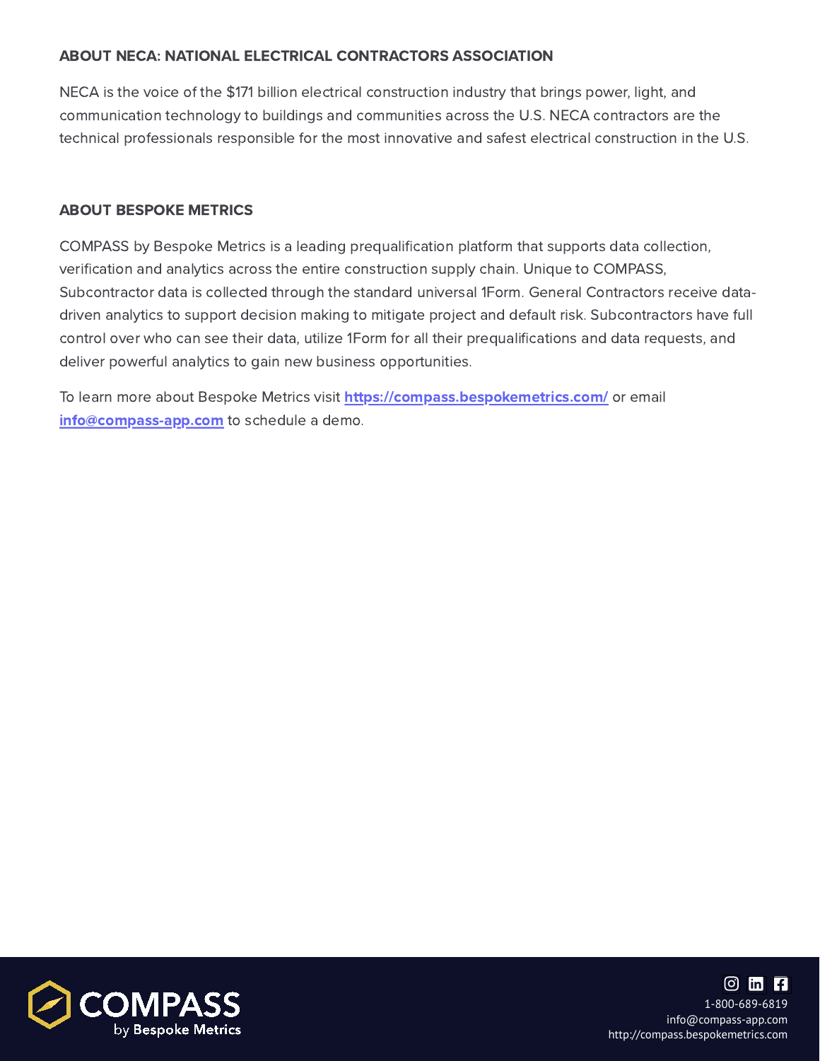**ABOUT NECA: NATIONAL ELECTRICAL CONTRACTORS ASSOCIATION**

NECA is the voice of the $171 billion electrical construction industry that brings power, light, and communication technology to buildings and communities across the U.S. NECA contractors are the technical professionals responsible for the most innovative and safest electrical construction in the U.S.

**ABOUT BESPOKE METRICS**

COMPASS by Bespoke Metrics is a leading prequalification platform that supports data collection, verification and analytics across the entire construction supply chain. Unique to COMPASS, Subcontractor data is collected through the standard universal 1Form. General Contractors receive data-driven analytics to support decision making to mitigate project and default risk. Subcontractors have full control over who can see their data, utilize 1Form for all their prequalifications and data requests, and deliver powerful analytics to gain new business opportunities.

To learn more about Bespoke Metrics visit [https://compass.bespokemetrics.com/](https://compass.bespokemetrics.com/) or email [info@compass-app.com](mailto:info@compass-app.com) to schedule a demo.

COMPASS by Bespoke Metrics

1-800-689-6819
info@compass-app.com
http://compass.bespokemetrics.com